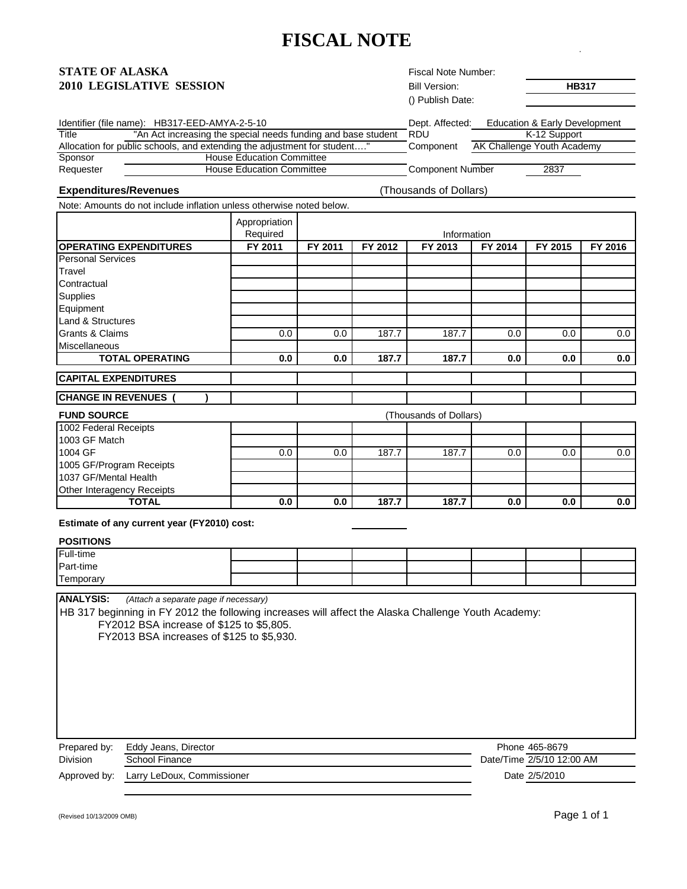# FISCAL NOTE

**STATE OF ALASKA**
**2010 LEGISLATIVE SESSION**

Fiscal Note Number:
Bill Version: **HB317**
() Publish Date:

Identifier (file name): HB317-EED-AMYA-2-5-10
Title: "An Act increasing the special needs funding and base student Allocation for public schools, and extending the adjustment for student…."
Sponsor: House Education Committee
Requester: House Education Committee

Dept. Affected: Education & Early Development
RDU: K-12 Support
Component: AK Challenge Youth Academy
Component Number: 2837

**Expenditures/Revenues** (Thousands of Dollars)

Note: Amounts do not include inflation unless otherwise noted below.

| | Appropriation Required | Information | | | | | |
|---|---|---|---|---|---|---|---|
| **OPERATING EXPENDITURES** | **FY 2011** | **FY 2011** | **FY 2012** | **FY 2013** | **FY 2014** | **FY 2015** | **FY 2016** |
| Personal Services | | | | | | | |
| Travel | | | | | | | |
| Contractual | | | | | | | |
| Supplies | | | | | | | |
| Equipment | | | | | | | |
| Land & Structures | | | | | | | |
| Grants & Claims | 0.0 | 0.0 | 187.7 | 187.7 | 0.0 | 0.0 | 0.0 |
| Miscellaneous | | | | | | | |
| **TOTAL OPERATING** | **0.0** | **0.0** | **187.7** | **187.7** | **0.0** | **0.0** | **0.0** |
| **CAPITAL EXPENDITURES** | | | | | | | |
| **CHANGE IN REVENUES ( )** | | | | | | | |

**FUND SOURCE** (Thousands of Dollars)

| | | | | | | | |
|---|---|---|---|---|---|---|---|
| 1002 Federal Receipts | | | | | | | |
| 1003 GF Match | | | | | | | |
| 1004 GF | 0.0 | 0.0 | 187.7 | 187.7 | 0.0 | 0.0 | 0.0 |
| 1005 GF/Program Receipts | | | | | | | |
| 1037 GF/Mental Health | | | | | | | |
| Other Interagency Receipts | | | | | | | |
| **TOTAL** | **0.0** | **0.0** | **187.7** | **187.7** | **0.0** | **0.0** | **0.0** |

**Estimate of any current year (FY2010) cost:**

**POSITIONS**

| | | | | | | | |
|---|---|---|---|---|---|---|---|
| Full-time | | | | | | | |
| Part-time | | | | | | | |
| Temporary | | | | | | | |

**ANALYSIS:** *(Attach a separate page if necessary)*

HB 317 beginning in FY 2012 the following increases will affect the Alaska Challenge Youth Academy:
FY2012 BSA increase of $125 to $5,805.
FY2013 BSA increases of $125 to $5,930.

Prepared by: Eddy Jeans, Director — Phone 465-8679
Division: School Finance — Date/Time 2/5/10 12:00 AM
Approved by: Larry LeDoux, Commissioner — Date 2/5/2010

(Revised 10/13/2009 OMB)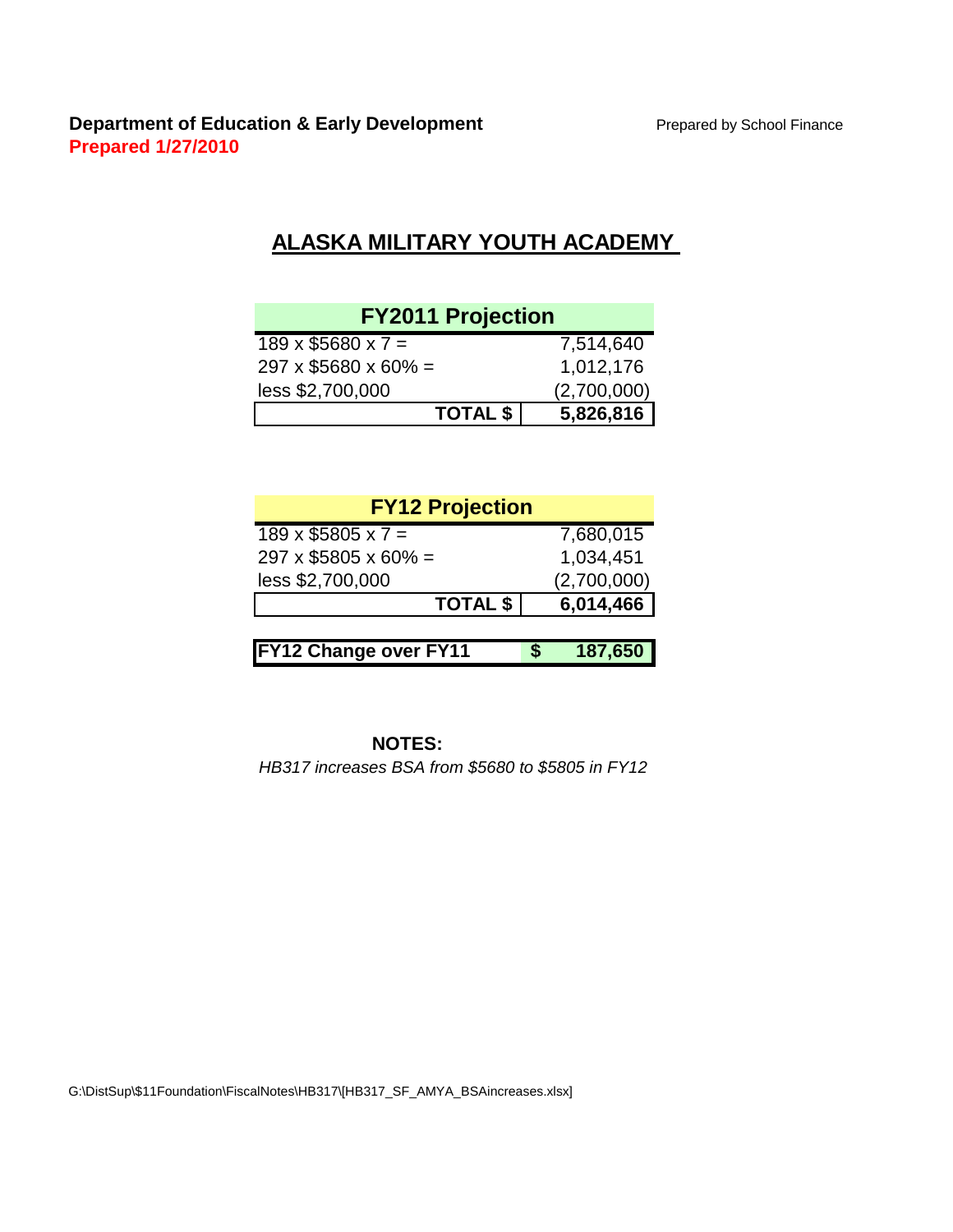**Department of Education & Early Development**

**Prepared 1/27/2010**

Prepared by School Finance

## ALASKA MILITARY YOUTH ACADEMY

| FY2011 Projection | |
|---|---|
| 189 x $5680 x 7 = | 7,514,640 |
| 297 x $5680 x 60% = | 1,012,176 |
| less $2,700,000 | (2,700,000) |
| **TOTAL $** | **5,826,816** |

| FY12 Projection | |
|---|---|
| 189 x $5805 x 7 = | 7,680,015 |
| 297 x $5805 x 60% = | 1,034,451 |
| less $2,700,000 | (2,700,000) |
| **TOTAL $** | **6,014,466** |

| **FY12 Change over FY11** | **$ 187,650** |
|---|---|

**NOTES:**

*HB317 increases BSA from $5680 to $5805 in FY12*

G:\DistSup\$11Foundation\FiscalNotes\HB317\[HB317_SF_AMYA_BSAincreases.xlsx]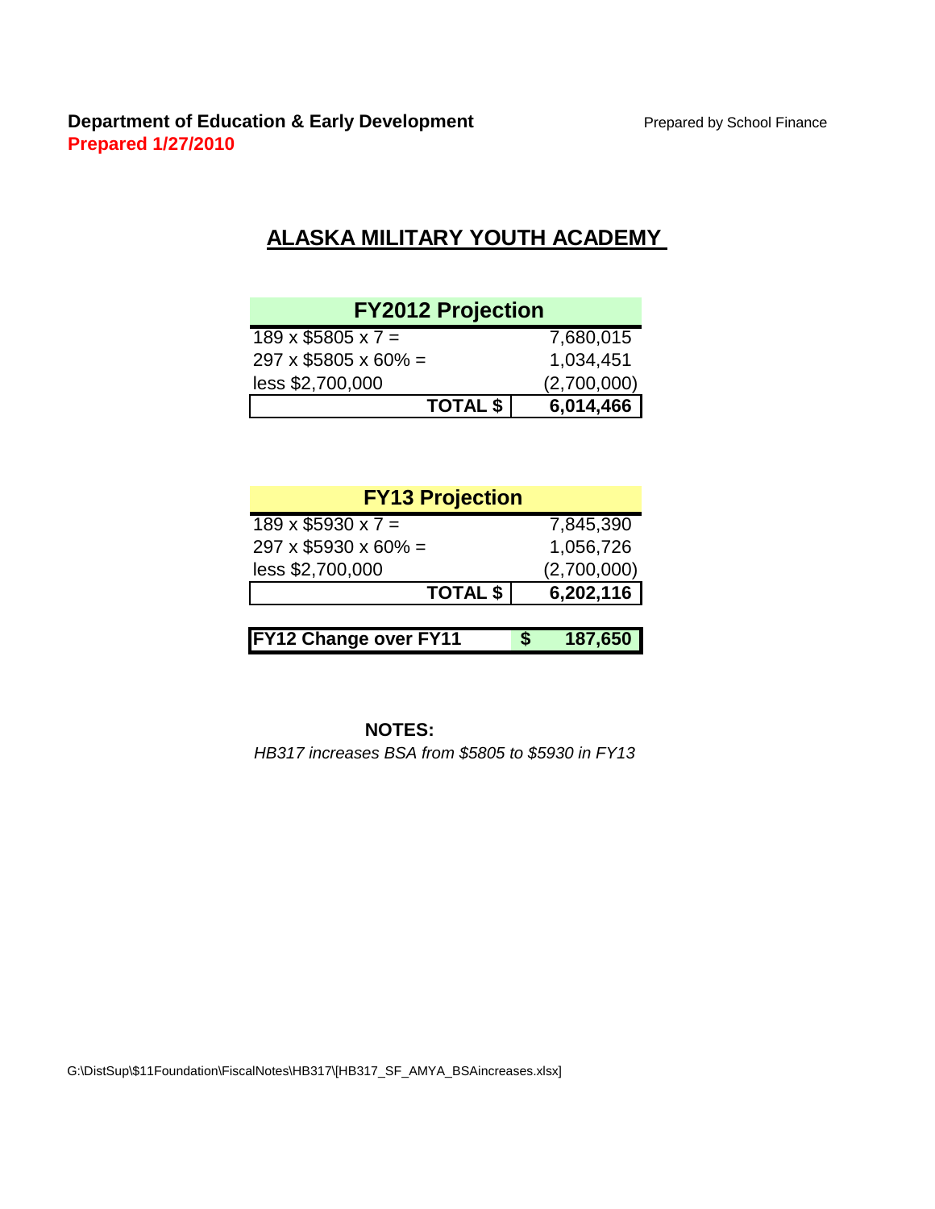**Department of Education & Early Development**

**Prepared 1/27/2010**

Prepared by School Finance

# ALASKA MILITARY YOUTH ACADEMY

| FY2012 Projection | |
|---|---|
| 189 x $5805 x 7 = | 7,680,015 |
| 297 x $5805 x 60% = | 1,034,451 |
| less $2,700,000 | (2,700,000) |
| **TOTAL $** | **6,014,466** |

| FY13 Projection | |
|---|---|
| 189 x $5930 x 7 = | 7,845,390 |
| 297 x $5930 x 60% = | 1,056,726 |
| less $2,700,000 | (2,700,000) |
| **TOTAL $** | **6,202,116** |

| | |
|---|---|
| **FY12 Change over FY11** | **$ 187,650** |

**NOTES:**

*HB317 increases BSA from $5805 to $5930 in FY13*

G:\DistSup\$11Foundation\FiscalNotes\HB317\[HB317_SF_AMYA_BSAincreases.xlsx]